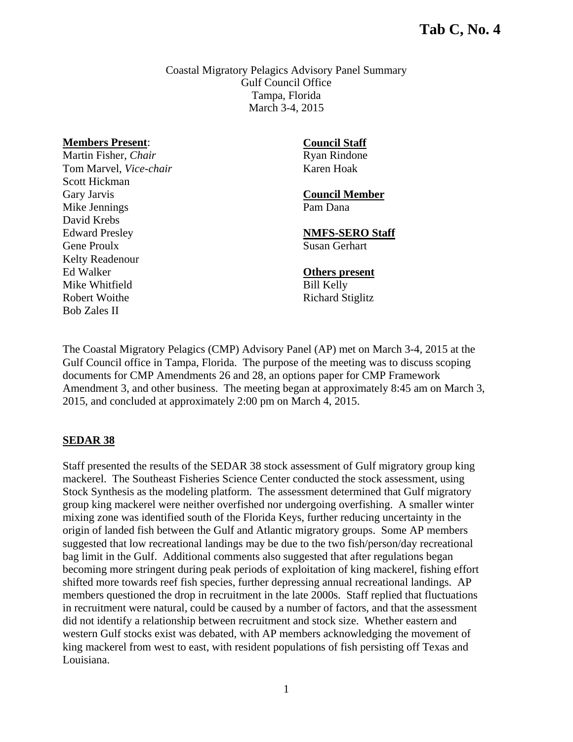**Tab C, No. 4**

Coastal Migratory Pelagics Advisory Panel Summary
Gulf Council Office
Tampa, Florida
March 3-4, 2015

**Members Present**:
Martin Fisher, *Chair*
Tom Marvel, *Vice-chair*
Scott Hickman
Gary Jarvis
Mike Jennings
David Krebs
Edward Presley
Gene Proulx
Kelty Readenour
Ed Walker
Mike Whitfield
Robert Woithe
Bob Zales II

**Council Staff**
Ryan Rindone
Karen Hoak

**Council Member**
Pam Dana

**NMFS-SERO Staff**
Susan Gerhart

**Others present**
Bill Kelly
Richard Stiglitz

The Coastal Migratory Pelagics (CMP) Advisory Panel (AP) met on March 3-4, 2015 at the Gulf Council office in Tampa, Florida. The purpose of the meeting was to discuss scoping documents for CMP Amendments 26 and 28, an options paper for CMP Framework Amendment 3, and other business. The meeting began at approximately 8:45 am on March 3, 2015, and concluded at approximately 2:00 pm on March 4, 2015.

## SEDAR 38

Staff presented the results of the SEDAR 38 stock assessment of Gulf migratory group king mackerel. The Southeast Fisheries Science Center conducted the stock assessment, using Stock Synthesis as the modeling platform. The assessment determined that Gulf migratory group king mackerel were neither overfished nor undergoing overfishing. A smaller winter mixing zone was identified south of the Florida Keys, further reducing uncertainty in the origin of landed fish between the Gulf and Atlantic migratory groups. Some AP members suggested that low recreational landings may be due to the two fish/person/day recreational bag limit in the Gulf. Additional comments also suggested that after regulations began becoming more stringent during peak periods of exploitation of king mackerel, fishing effort shifted more towards reef fish species, further depressing annual recreational landings. AP members questioned the drop in recruitment in the late 2000s. Staff replied that fluctuations in recruitment were natural, could be caused by a number of factors, and that the assessment did not identify a relationship between recruitment and stock size. Whether eastern and western Gulf stocks exist was debated, with AP members acknowledging the movement of king mackerel from west to east, with resident populations of fish persisting off Texas and Louisiana.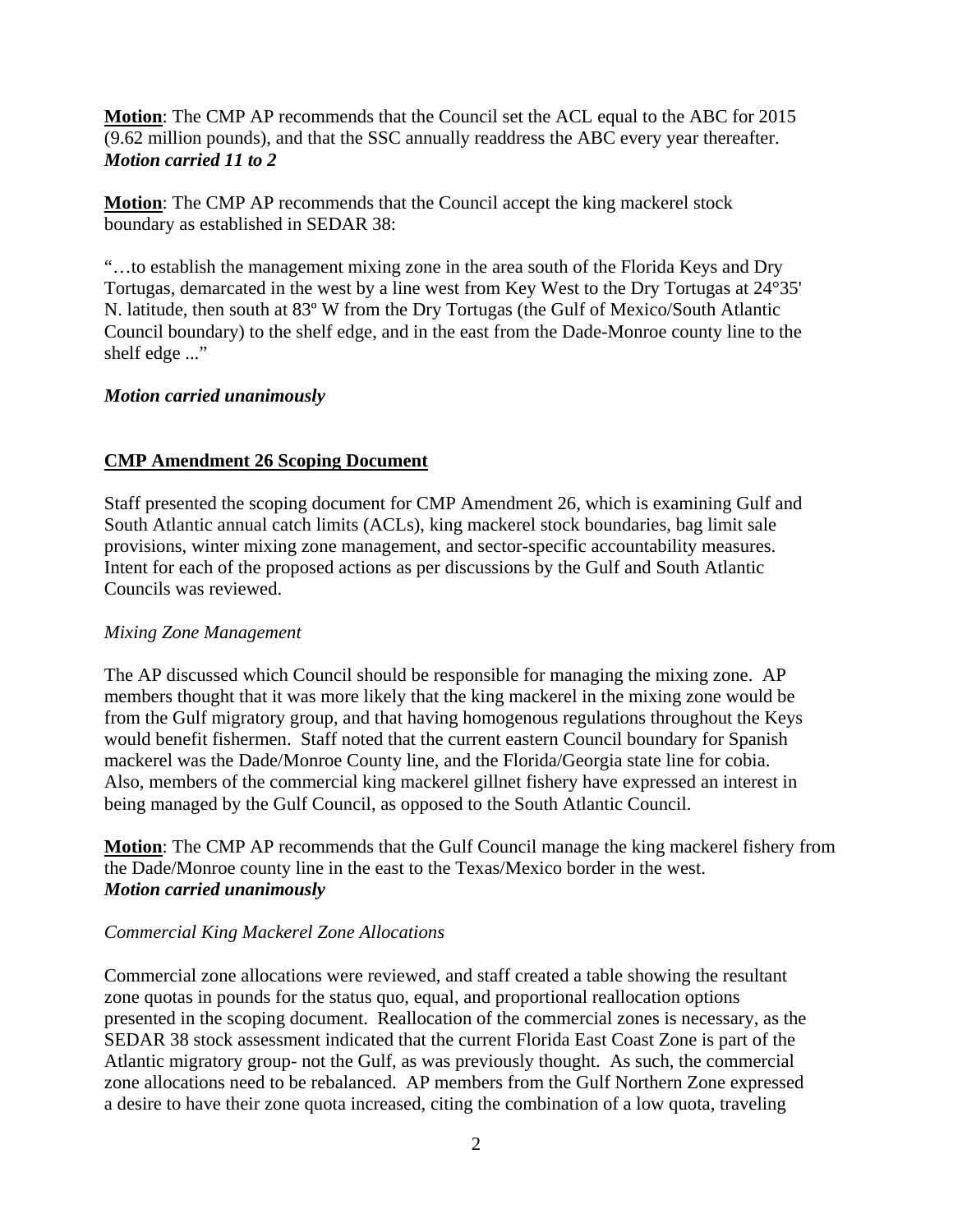**Motion**: The CMP AP recommends that the Council set the ACL equal to the ABC for 2015 (9.62 million pounds), and that the SSC annually readdress the ABC every year thereafter.
***Motion carried 11 to 2***

**Motion**: The CMP AP recommends that the Council accept the king mackerel stock boundary as established in SEDAR 38:

"…to establish the management mixing zone in the area south of the Florida Keys and Dry Tortugas, demarcated in the west by a line west from Key West to the Dry Tortugas at 24°35' N. latitude, then south at 83º W from the Dry Tortugas (the Gulf of Mexico/South Atlantic Council boundary) to the shelf edge, and in the east from the Dade-Monroe county line to the shelf edge ..."

***Motion carried unanimously***

## CMP Amendment 26 Scoping Document

Staff presented the scoping document for CMP Amendment 26, which is examining Gulf and South Atlantic annual catch limits (ACLs), king mackerel stock boundaries, bag limit sale provisions, winter mixing zone management, and sector-specific accountability measures. Intent for each of the proposed actions as per discussions by the Gulf and South Atlantic Councils was reviewed.

*Mixing Zone Management*

The AP discussed which Council should be responsible for managing the mixing zone. AP members thought that it was more likely that the king mackerel in the mixing zone would be from the Gulf migratory group, and that having homogenous regulations throughout the Keys would benefit fishermen. Staff noted that the current eastern Council boundary for Spanish mackerel was the Dade/Monroe County line, and the Florida/Georgia state line for cobia. Also, members of the commercial king mackerel gillnet fishery have expressed an interest in being managed by the Gulf Council, as opposed to the South Atlantic Council.

**Motion**: The CMP AP recommends that the Gulf Council manage the king mackerel fishery from the Dade/Monroe county line in the east to the Texas/Mexico border in the west.
***Motion carried unanimously***

*Commercial King Mackerel Zone Allocations*

Commercial zone allocations were reviewed, and staff created a table showing the resultant zone quotas in pounds for the status quo, equal, and proportional reallocation options presented in the scoping document. Reallocation of the commercial zones is necessary, as the SEDAR 38 stock assessment indicated that the current Florida East Coast Zone is part of the Atlantic migratory group- not the Gulf, as was previously thought. As such, the commercial zone allocations need to be rebalanced. AP members from the Gulf Northern Zone expressed a desire to have their zone quota increased, citing the combination of a low quota, traveling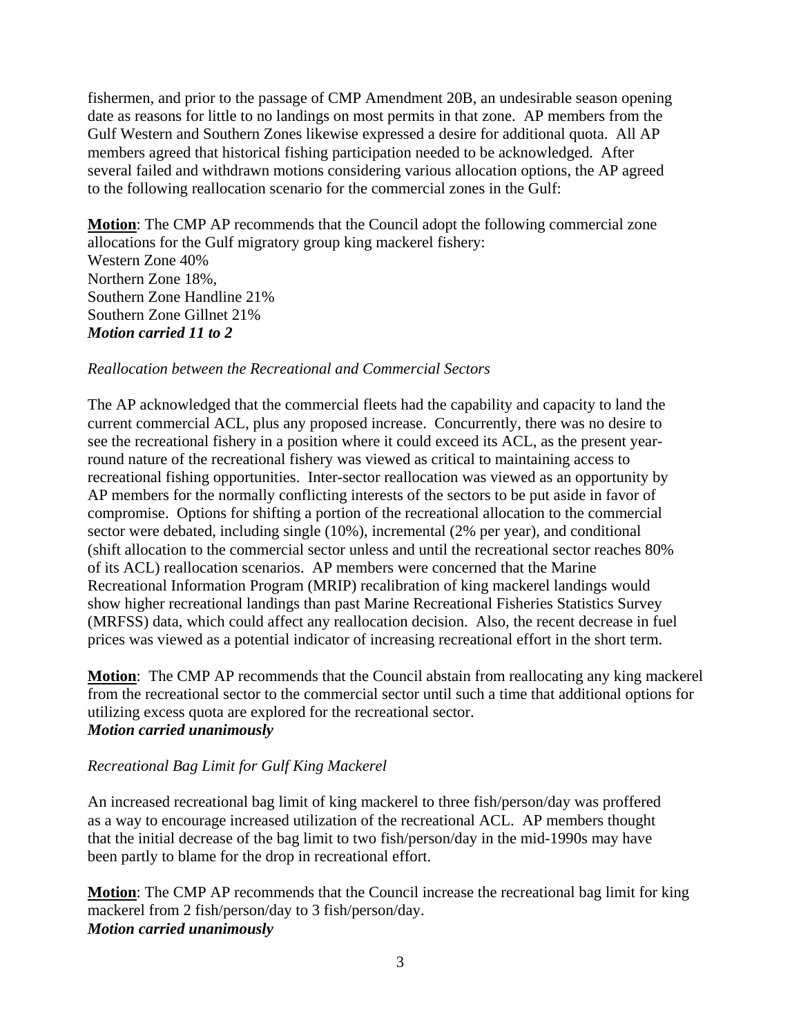fishermen, and prior to the passage of CMP Amendment 20B, an undesirable season opening date as reasons for little to no landings on most permits in that zone. AP members from the Gulf Western and Southern Zones likewise expressed a desire for additional quota. All AP members agreed that historical fishing participation needed to be acknowledged. After several failed and withdrawn motions considering various allocation options, the AP agreed to the following reallocation scenario for the commercial zones in the Gulf:

**Motion**: The CMP AP recommends that the Council adopt the following commercial zone allocations for the Gulf migratory group king mackerel fishery:
Western Zone 40%
Northern Zone 18%,
Southern Zone Handline 21%
Southern Zone Gillnet 21%
***Motion carried 11 to 2***

*Reallocation between the Recreational and Commercial Sectors*

The AP acknowledged that the commercial fleets had the capability and capacity to land the current commercial ACL, plus any proposed increase. Concurrently, there was no desire to see the recreational fishery in a position where it could exceed its ACL, as the present year-round nature of the recreational fishery was viewed as critical to maintaining access to recreational fishing opportunities. Inter-sector reallocation was viewed as an opportunity by AP members for the normally conflicting interests of the sectors to be put aside in favor of compromise. Options for shifting a portion of the recreational allocation to the commercial sector were debated, including single (10%), incremental (2% per year), and conditional (shift allocation to the commercial sector unless and until the recreational sector reaches 80% of its ACL) reallocation scenarios. AP members were concerned that the Marine Recreational Information Program (MRIP) recalibration of king mackerel landings would show higher recreational landings than past Marine Recreational Fisheries Statistics Survey (MRFSS) data, which could affect any reallocation decision. Also, the recent decrease in fuel prices was viewed as a potential indicator of increasing recreational effort in the short term.

**Motion**: The CMP AP recommends that the Council abstain from reallocating any king mackerel from the recreational sector to the commercial sector until such a time that additional options for utilizing excess quota are explored for the recreational sector.
***Motion carried unanimously***

*Recreational Bag Limit for Gulf King Mackerel*

An increased recreational bag limit of king mackerel to three fish/person/day was proffered as a way to encourage increased utilization of the recreational ACL. AP members thought that the initial decrease of the bag limit to two fish/person/day in the mid-1990s may have been partly to blame for the drop in recreational effort.

**Motion**: The CMP AP recommends that the Council increase the recreational bag limit for king mackerel from 2 fish/person/day to 3 fish/person/day.
***Motion carried unanimously***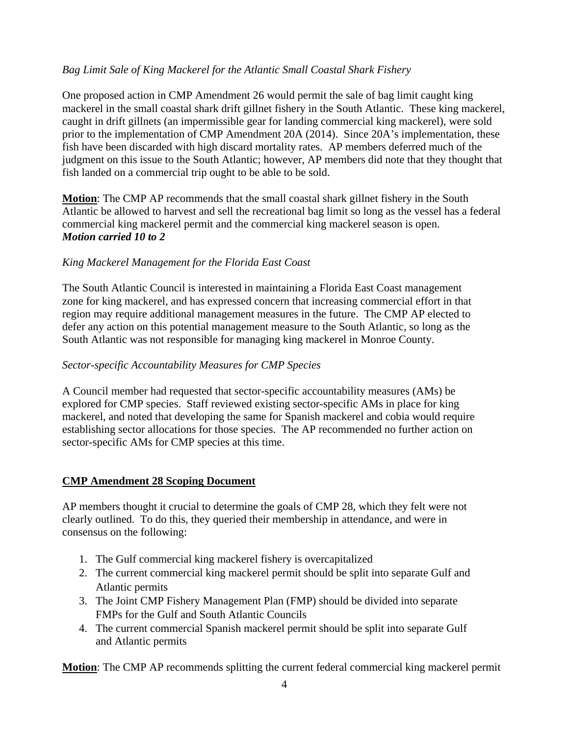*Bag Limit Sale of King Mackerel for the Atlantic Small Coastal Shark Fishery*

One proposed action in CMP Amendment 26 would permit the sale of bag limit caught king mackerel in the small coastal shark drift gillnet fishery in the South Atlantic. These king mackerel, caught in drift gillnets (an impermissible gear for landing commercial king mackerel), were sold prior to the implementation of CMP Amendment 20A (2014). Since 20A's implementation, these fish have been discarded with high discard mortality rates. AP members deferred much of the judgment on this issue to the South Atlantic; however, AP members did note that they thought that fish landed on a commercial trip ought to be able to be sold.

**Motion**: The CMP AP recommends that the small coastal shark gillnet fishery in the South Atlantic be allowed to harvest and sell the recreational bag limit so long as the vessel has a federal commercial king mackerel permit and the commercial king mackerel season is open.
***Motion carried 10 to 2***

*King Mackerel Management for the Florida East Coast*

The South Atlantic Council is interested in maintaining a Florida East Coast management zone for king mackerel, and has expressed concern that increasing commercial effort in that region may require additional management measures in the future. The CMP AP elected to defer any action on this potential management measure to the South Atlantic, so long as the South Atlantic was not responsible for managing king mackerel in Monroe County.

*Sector-specific Accountability Measures for CMP Species*

A Council member had requested that sector-specific accountability measures (AMs) be explored for CMP species. Staff reviewed existing sector-specific AMs in place for king mackerel, and noted that developing the same for Spanish mackerel and cobia would require establishing sector allocations for those species. The AP recommended no further action on sector-specific AMs for CMP species at this time.

## CMP Amendment 28 Scoping Document

AP members thought it crucial to determine the goals of CMP 28, which they felt were not clearly outlined. To do this, they queried their membership in attendance, and were in consensus on the following:

1. The Gulf commercial king mackerel fishery is overcapitalized
2. The current commercial king mackerel permit should be split into separate Gulf and Atlantic permits
3. The Joint CMP Fishery Management Plan (FMP) should be divided into separate FMPs for the Gulf and South Atlantic Councils
4. The current commercial Spanish mackerel permit should be split into separate Gulf and Atlantic permits

**Motion**: The CMP AP recommends splitting the current federal commercial king mackerel permit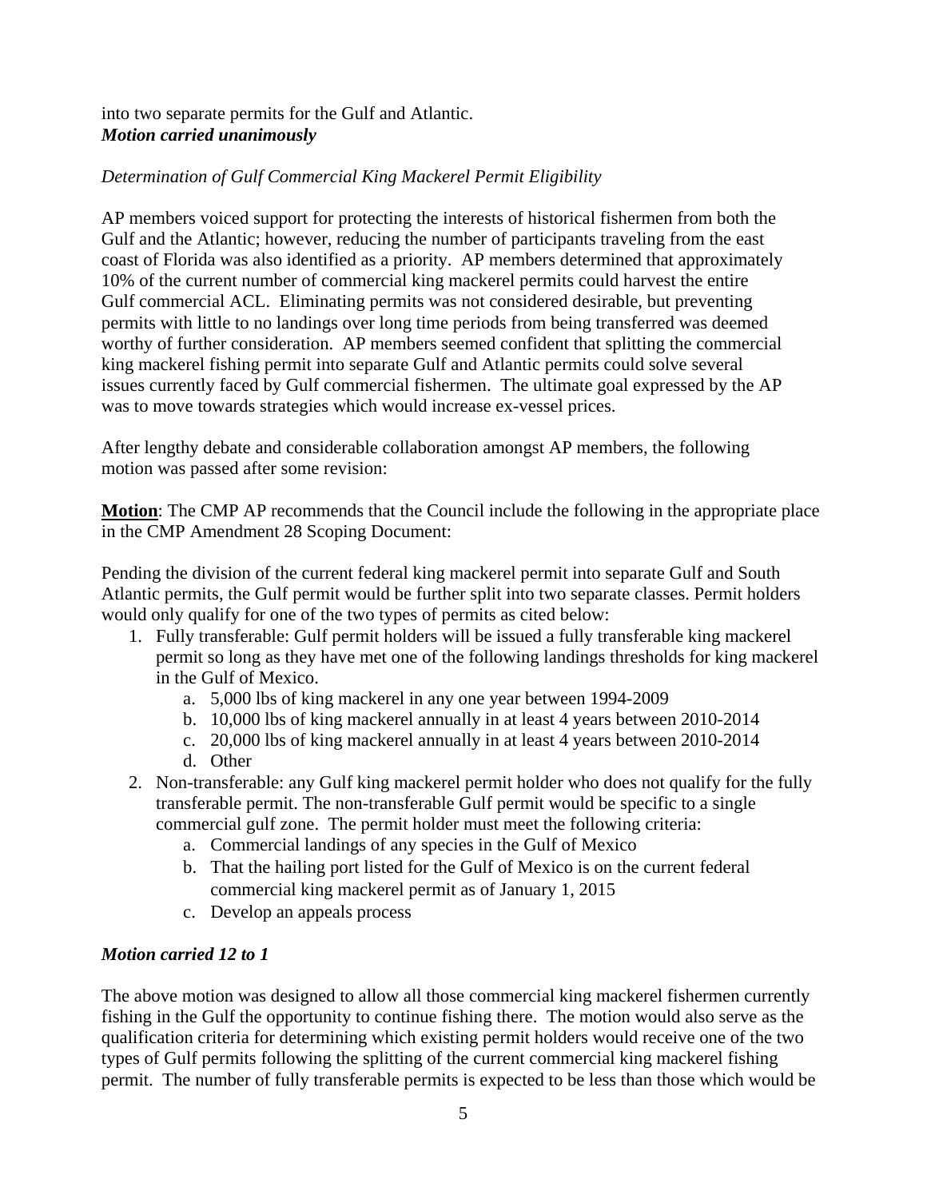into two separate permits for the Gulf and Atlantic.
***Motion carried unanimously***

*Determination of Gulf Commercial King Mackerel Permit Eligibility*

AP members voiced support for protecting the interests of historical fishermen from both the Gulf and the Atlantic; however, reducing the number of participants traveling from the east coast of Florida was also identified as a priority. AP members determined that approximately 10% of the current number of commercial king mackerel permits could harvest the entire Gulf commercial ACL. Eliminating permits was not considered desirable, but preventing permits with little to no landings over long time periods from being transferred was deemed worthy of further consideration. AP members seemed confident that splitting the commercial king mackerel fishing permit into separate Gulf and Atlantic permits could solve several issues currently faced by Gulf commercial fishermen. The ultimate goal expressed by the AP was to move towards strategies which would increase ex-vessel prices.

After lengthy debate and considerable collaboration amongst AP members, the following motion was passed after some revision:

**Motion**: The CMP AP recommends that the Council include the following in the appropriate place in the CMP Amendment 28 Scoping Document:

Pending the division of the current federal king mackerel permit into separate Gulf and South Atlantic permits, the Gulf permit would be further split into two separate classes. Permit holders would only qualify for one of the two types of permits as cited below:

1. Fully transferable: Gulf permit holders will be issued a fully transferable king mackerel permit so long as they have met one of the following landings thresholds for king mackerel in the Gulf of Mexico.
   a. 5,000 lbs of king mackerel in any one year between 1994-2009
   b. 10,000 lbs of king mackerel annually in at least 4 years between 2010-2014
   c. 20,000 lbs of king mackerel annually in at least 4 years between 2010-2014
   d. Other
2. Non-transferable: any Gulf king mackerel permit holder who does not qualify for the fully transferable permit. The non-transferable Gulf permit would be specific to a single commercial gulf zone. The permit holder must meet the following criteria:
   a. Commercial landings of any species in the Gulf of Mexico
   b. That the hailing port listed for the Gulf of Mexico is on the current federal commercial king mackerel permit as of January 1, 2015
   c. Develop an appeals process

***Motion carried 12 to 1***

The above motion was designed to allow all those commercial king mackerel fishermen currently fishing in the Gulf the opportunity to continue fishing there. The motion would also serve as the qualification criteria for determining which existing permit holders would receive one of the two types of Gulf permits following the splitting of the current commercial king mackerel fishing permit. The number of fully transferable permits is expected to be less than those which would be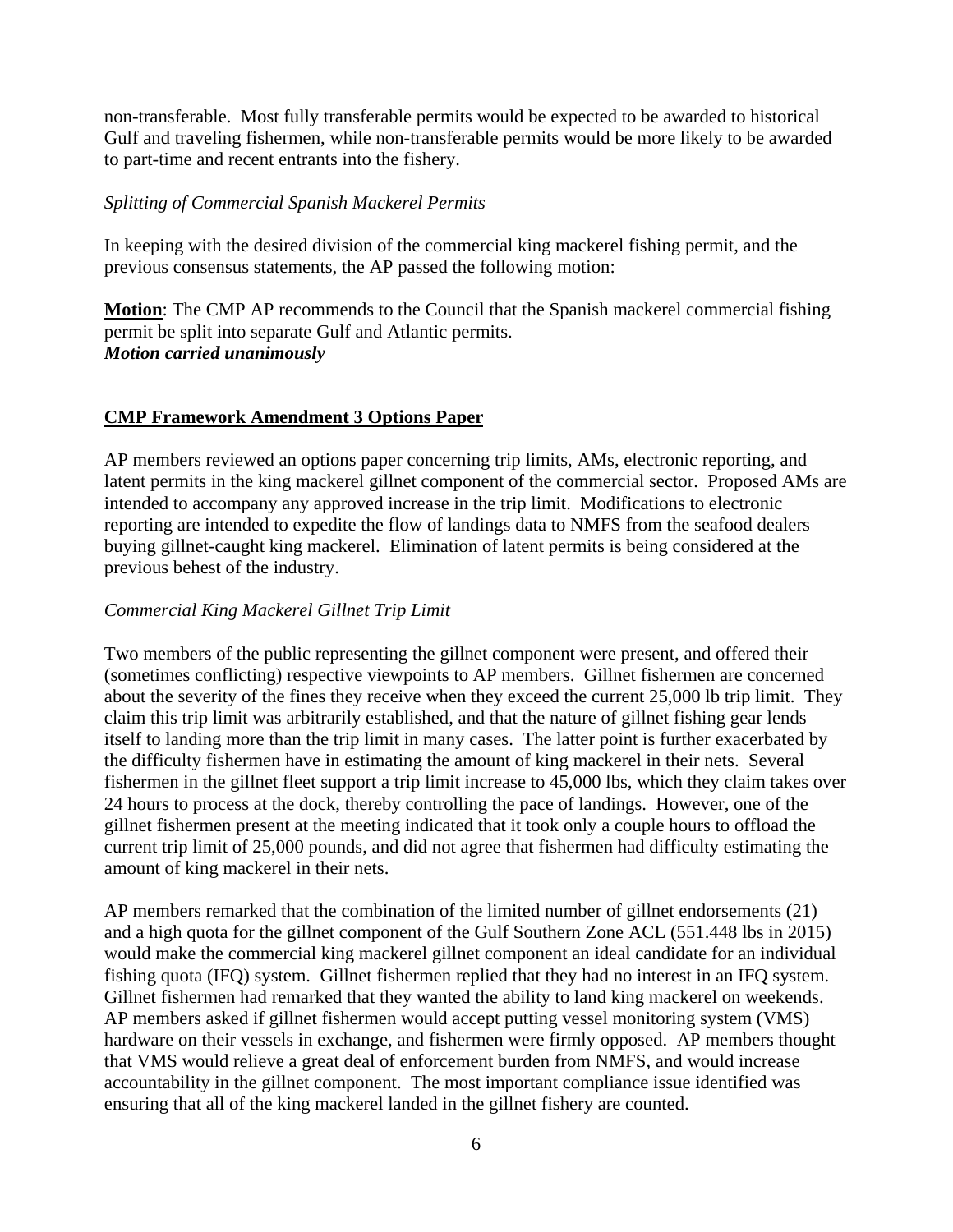non-transferable. Most fully transferable permits would be expected to be awarded to historical Gulf and traveling fishermen, while non-transferable permits would be more likely to be awarded to part-time and recent entrants into the fishery.

*Splitting of Commercial Spanish Mackerel Permits*

In keeping with the desired division of the commercial king mackerel fishing permit, and the previous consensus statements, the AP passed the following motion:

**Motion**: The CMP AP recommends to the Council that the Spanish mackerel commercial fishing permit be split into separate Gulf and Atlantic permits.
***Motion carried unanimously***

## CMP Framework Amendment 3 Options Paper

AP members reviewed an options paper concerning trip limits, AMs, electronic reporting, and latent permits in the king mackerel gillnet component of the commercial sector. Proposed AMs are intended to accompany any approved increase in the trip limit. Modifications to electronic reporting are intended to expedite the flow of landings data to NMFS from the seafood dealers buying gillnet-caught king mackerel. Elimination of latent permits is being considered at the previous behest of the industry.

*Commercial King Mackerel Gillnet Trip Limit*

Two members of the public representing the gillnet component were present, and offered their (sometimes conflicting) respective viewpoints to AP members. Gillnet fishermen are concerned about the severity of the fines they receive when they exceed the current 25,000 lb trip limit. They claim this trip limit was arbitrarily established, and that the nature of gillnet fishing gear lends itself to landing more than the trip limit in many cases. The latter point is further exacerbated by the difficulty fishermen have in estimating the amount of king mackerel in their nets. Several fishermen in the gillnet fleet support a trip limit increase to 45,000 lbs, which they claim takes over 24 hours to process at the dock, thereby controlling the pace of landings. However, one of the gillnet fishermen present at the meeting indicated that it took only a couple hours to offload the current trip limit of 25,000 pounds, and did not agree that fishermen had difficulty estimating the amount of king mackerel in their nets.

AP members remarked that the combination of the limited number of gillnet endorsements (21) and a high quota for the gillnet component of the Gulf Southern Zone ACL (551.448 lbs in 2015) would make the commercial king mackerel gillnet component an ideal candidate for an individual fishing quota (IFQ) system. Gillnet fishermen replied that they had no interest in an IFQ system. Gillnet fishermen had remarked that they wanted the ability to land king mackerel on weekends. AP members asked if gillnet fishermen would accept putting vessel monitoring system (VMS) hardware on their vessels in exchange, and fishermen were firmly opposed. AP members thought that VMS would relieve a great deal of enforcement burden from NMFS, and would increase accountability in the gillnet component. The most important compliance issue identified was ensuring that all of the king mackerel landed in the gillnet fishery are counted.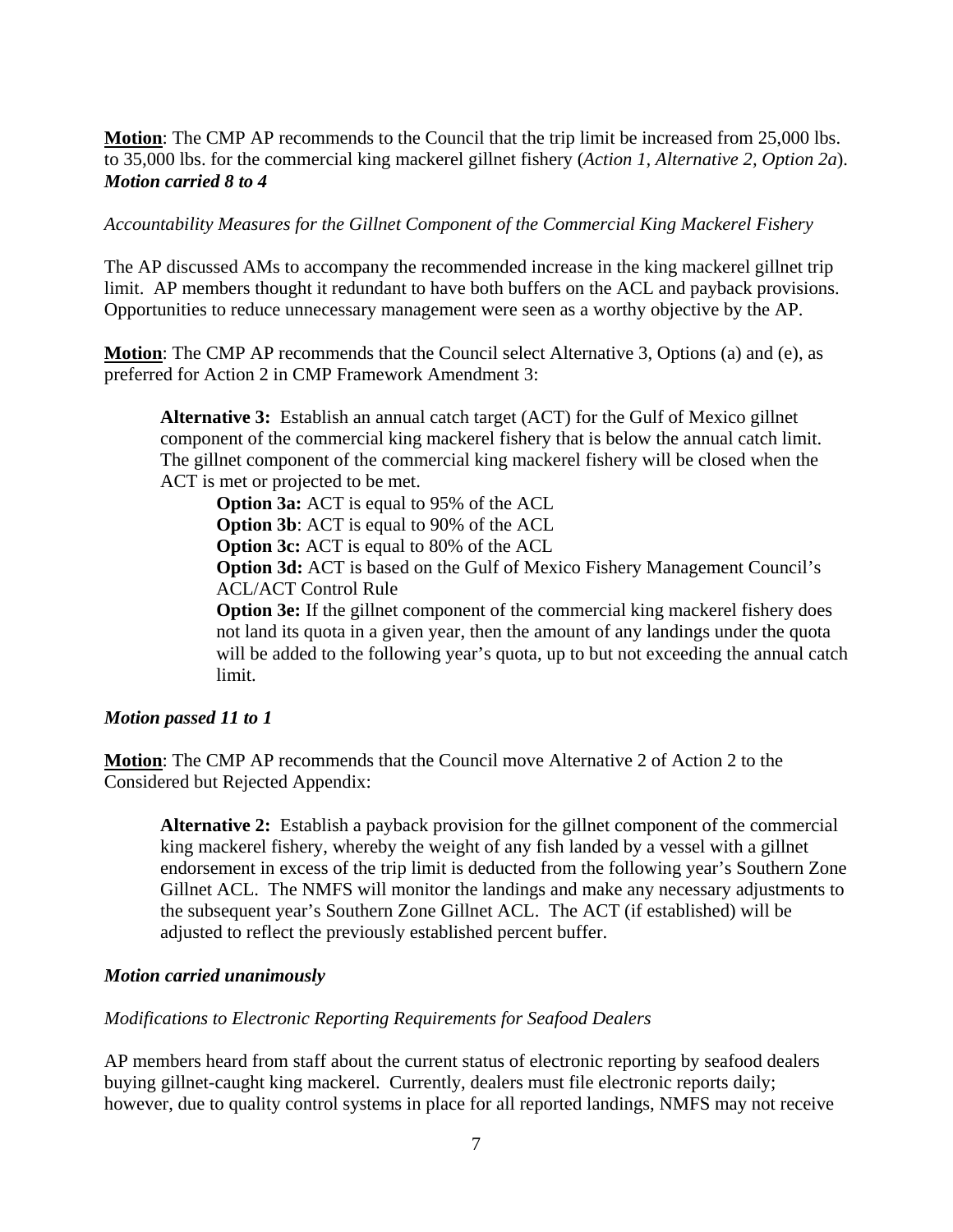**Motion**: The CMP AP recommends to the Council that the trip limit be increased from 25,000 lbs. to 35,000 lbs. for the commercial king mackerel gillnet fishery (*Action 1, Alternative 2, Option 2a*). ***Motion carried 8 to 4***

*Accountability Measures for the Gillnet Component of the Commercial King Mackerel Fishery*

The AP discussed AMs to accompany the recommended increase in the king mackerel gillnet trip limit. AP members thought it redundant to have both buffers on the ACL and payback provisions. Opportunities to reduce unnecessary management were seen as a worthy objective by the AP.

**Motion**: The CMP AP recommends that the Council select Alternative 3, Options (a) and (e), as preferred for Action 2 in CMP Framework Amendment 3:

> **Alternative 3:** Establish an annual catch target (ACT) for the Gulf of Mexico gillnet component of the commercial king mackerel fishery that is below the annual catch limit. The gillnet component of the commercial king mackerel fishery will be closed when the ACT is met or projected to be met.
>
> **Option 3a:** ACT is equal to 95% of the ACL
> **Option 3b**: ACT is equal to 90% of the ACL
> **Option 3c:** ACT is equal to 80% of the ACL
> **Option 3d:** ACT is based on the Gulf of Mexico Fishery Management Council's ACL/ACT Control Rule
> **Option 3e:** If the gillnet component of the commercial king mackerel fishery does not land its quota in a given year, then the amount of any landings under the quota will be added to the following year's quota, up to but not exceeding the annual catch limit.

***Motion passed 11 to 1***

**Motion**: The CMP AP recommends that the Council move Alternative 2 of Action 2 to the Considered but Rejected Appendix:

> **Alternative 2:** Establish a payback provision for the gillnet component of the commercial king mackerel fishery, whereby the weight of any fish landed by a vessel with a gillnet endorsement in excess of the trip limit is deducted from the following year's Southern Zone Gillnet ACL. The NMFS will monitor the landings and make any necessary adjustments to the subsequent year's Southern Zone Gillnet ACL. The ACT (if established) will be adjusted to reflect the previously established percent buffer.

***Motion carried unanimously***

*Modifications to Electronic Reporting Requirements for Seafood Dealers*

AP members heard from staff about the current status of electronic reporting by seafood dealers buying gillnet-caught king mackerel. Currently, dealers must file electronic reports daily; however, due to quality control systems in place for all reported landings, NMFS may not receive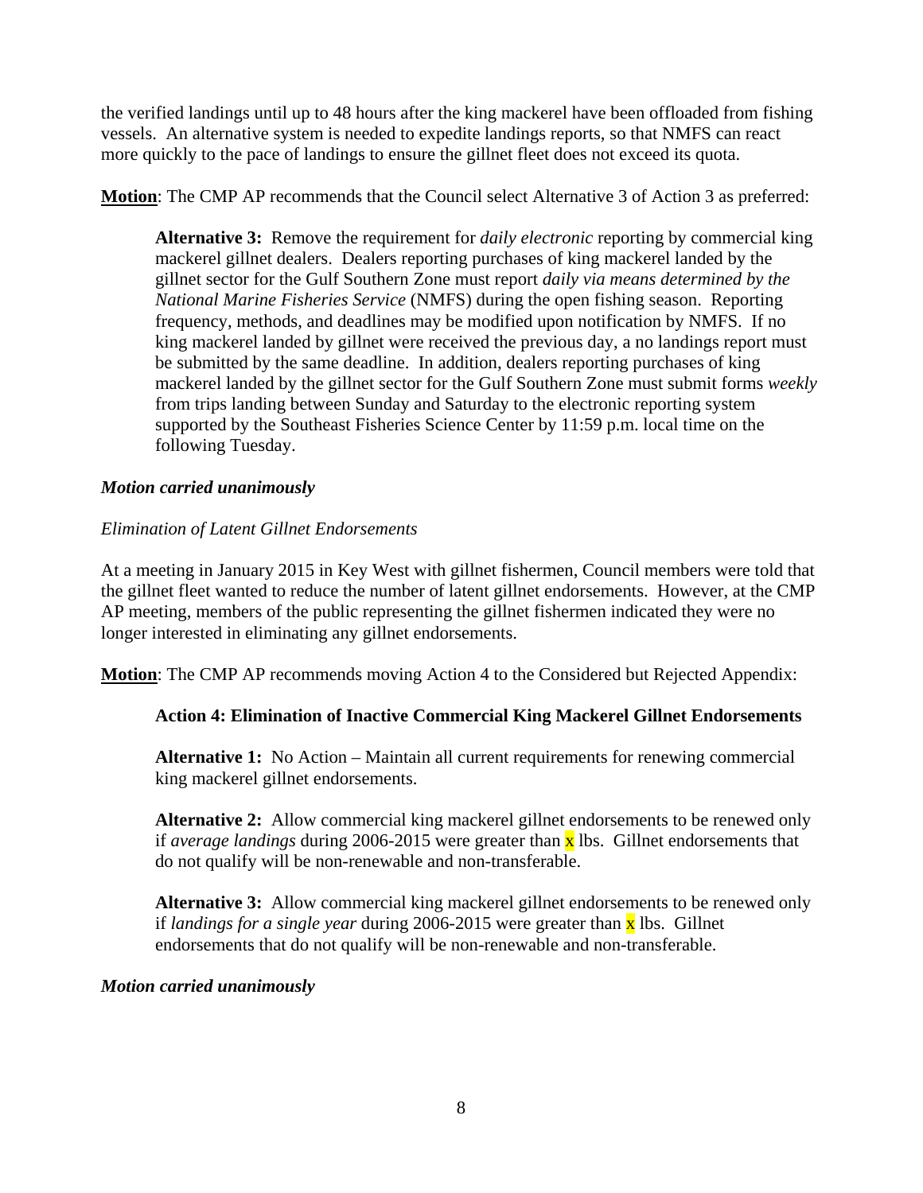the verified landings until up to 48 hours after the king mackerel have been offloaded from fishing vessels. An alternative system is needed to expedite landings reports, so that NMFS can react more quickly to the pace of landings to ensure the gillnet fleet does not exceed its quota.

**Motion**: The CMP AP recommends that the Council select Alternative 3 of Action 3 as preferred:

> **Alternative 3:** Remove the requirement for *daily electronic* reporting by commercial king mackerel gillnet dealers. Dealers reporting purchases of king mackerel landed by the gillnet sector for the Gulf Southern Zone must report *daily via means determined by the National Marine Fisheries Service* (NMFS) during the open fishing season. Reporting frequency, methods, and deadlines may be modified upon notification by NMFS. If no king mackerel landed by gillnet were received the previous day, a no landings report must be submitted by the same deadline. In addition, dealers reporting purchases of king mackerel landed by the gillnet sector for the Gulf Southern Zone must submit forms *weekly* from trips landing between Sunday and Saturday to the electronic reporting system supported by the Southeast Fisheries Science Center by 11:59 p.m. local time on the following Tuesday.

***Motion carried unanimously***

*Elimination of Latent Gillnet Endorsements*

At a meeting in January 2015 in Key West with gillnet fishermen, Council members were told that the gillnet fleet wanted to reduce the number of latent gillnet endorsements. However, at the CMP AP meeting, members of the public representing the gillnet fishermen indicated they were no longer interested in eliminating any gillnet endorsements.

**Motion**: The CMP AP recommends moving Action 4 to the Considered but Rejected Appendix:

> **Action 4: Elimination of Inactive Commercial King Mackerel Gillnet Endorsements**
>
> **Alternative 1:** No Action – Maintain all current requirements for renewing commercial king mackerel gillnet endorsements.
>
> **Alternative 2:** Allow commercial king mackerel gillnet endorsements to be renewed only if *average landings* during 2006-2015 were greater than x lbs. Gillnet endorsements that do not qualify will be non-renewable and non-transferable.
>
> **Alternative 3:** Allow commercial king mackerel gillnet endorsements to be renewed only if *landings for a single year* during 2006-2015 were greater than x lbs. Gillnet endorsements that do not qualify will be non-renewable and non-transferable.

***Motion carried unanimously***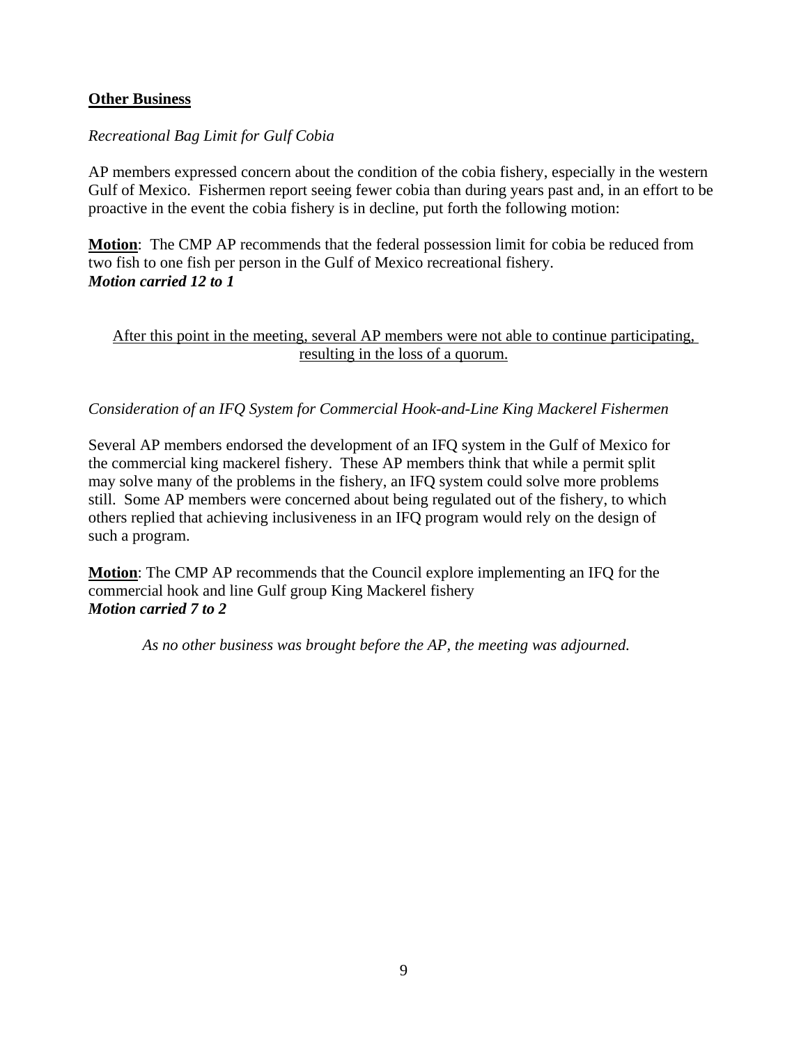## Other Business

*Recreational Bag Limit for Gulf Cobia*

AP members expressed concern about the condition of the cobia fishery, especially in the western Gulf of Mexico. Fishermen report seeing fewer cobia than during years past and, in an effort to be proactive in the event the cobia fishery is in decline, put forth the following motion:

**Motion**: The CMP AP recommends that the federal possession limit for cobia be reduced from two fish to one fish per person in the Gulf of Mexico recreational fishery.
***Motion carried 12 to 1***

After this point in the meeting, several AP members were not able to continue participating, resulting in the loss of a quorum.

*Consideration of an IFQ System for Commercial Hook-and-Line King Mackerel Fishermen*

Several AP members endorsed the development of an IFQ system in the Gulf of Mexico for the commercial king mackerel fishery. These AP members think that while a permit split may solve many of the problems in the fishery, an IFQ system could solve more problems still. Some AP members were concerned about being regulated out of the fishery, to which others replied that achieving inclusiveness in an IFQ program would rely on the design of such a program.

**Motion**: The CMP AP recommends that the Council explore implementing an IFQ for the commercial hook and line Gulf group King Mackerel fishery
***Motion carried 7 to 2***

*As no other business was brought before the AP, the meeting was adjourned.*